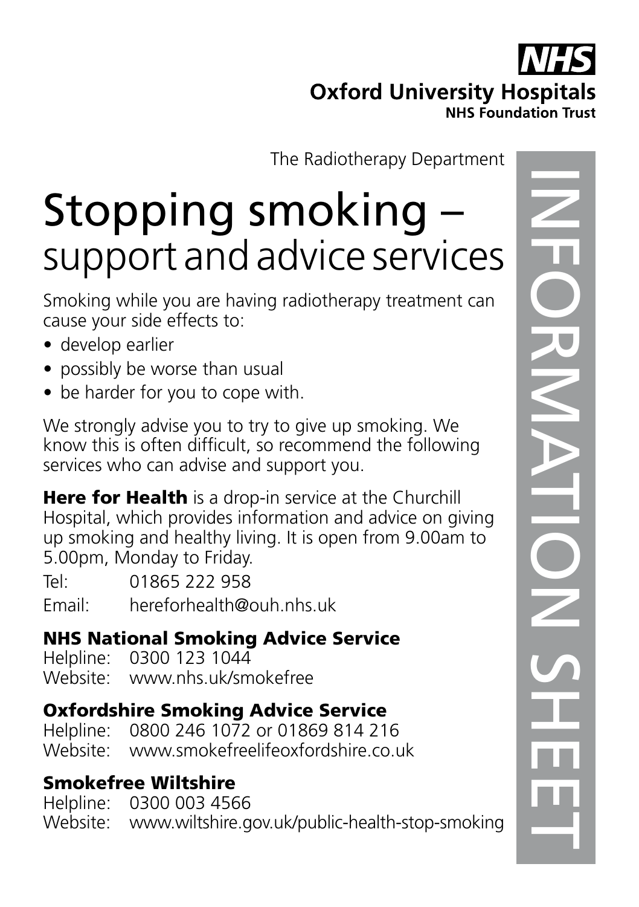**NHS**

**Oxford University Hospitals**
**NHS Foundation Trust**

The Radiotherapy Department

INFORMATION SHEET

# Stopping smoking – support and advice services

Smoking while you are having radiotherapy treatment can cause your side effects to:

- develop earlier
- possibly be worse than usual
- be harder for you to cope with.

We strongly advise you to try to give up smoking. We know this is often difficult, so recommend the following services who can advise and support you.

**Here for Health** is a drop-in service at the Churchill Hospital, which provides information and advice on giving up smoking and healthy living. It is open from 9.00am to 5.00pm, Monday to Friday.

Tel: 01865 222 958
Email: hereforhealth@ouh.nhs.uk

### NHS National Smoking Advice Service

Helpline: 0300 123 1044
Website: www.nhs.uk/smokefree

### Oxfordshire Smoking Advice Service

Helpline: 0800 246 1072 or 01869 814 216
Website: www.smokefreelifeoxfordshire.co.uk

### Smokefree Wiltshire

Helpline: 0300 003 4566
Website: www.wiltshire.gov.uk/public-health-stop-smoking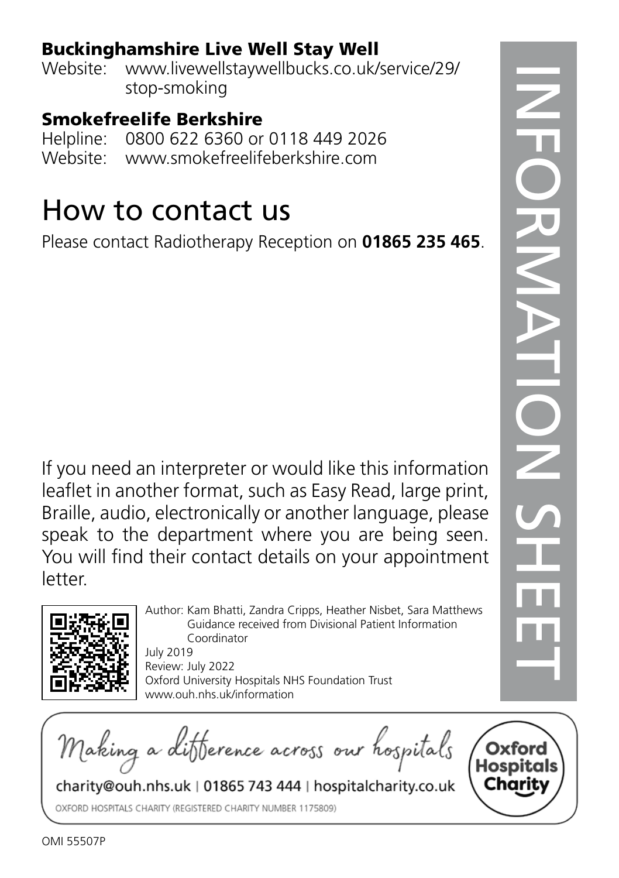### Buckinghamshire Live Well Stay Well

Website: www.livewellstaywellbucks.co.uk/service/29/stop-smoking

### Smokefreelife Berkshire

Helpline: 0800 622 6360 or 0118 449 2026
Website: www.smokefreelifeberkshire.com

# How to contact us

Please contact Radiotherapy Reception on **01865 235 465**.

If you need an interpreter or would like this information leaflet in another format, such as Easy Read, large print, Braille, audio, electronically or another language, please speak to the department where you are being seen. You will find their contact details on your appointment letter.

Author: Kam Bhatti, Zandra Cripps, Heather Nisbet, Sara Matthews
Guidance received from Divisional Patient Information Coordinator
July 2019
Review: July 2022
Oxford University Hospitals NHS Foundation Trust
www.ouh.nhs.uk/information

INFORMATION SHEET

Making a difference across our hospitals

charity@ouh.nhs.uk | 01865 743 444 | hospitalcharity.co.uk

OXFORD HOSPITALS CHARITY (REGISTERED CHARITY NUMBER 1175809)

Oxford Hospitals Charity

OMI 55507P